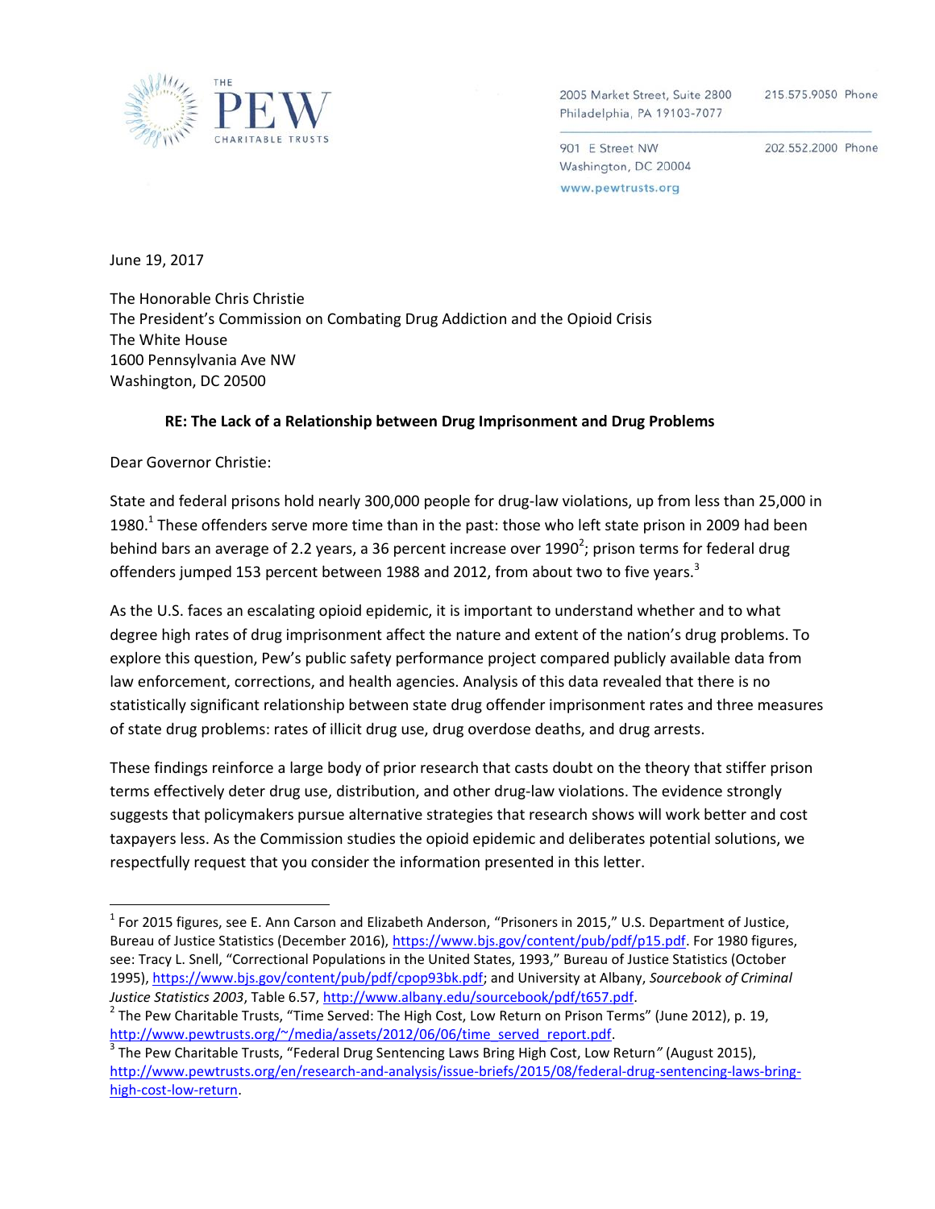THE PEW CHARITABLE TRUSTS

2005 Market Street, Suite 2800
Philadelphia, PA 19103-7077
215.575.9050 Phone

901 E Street NW
Washington, DC 20004
202.552.2000 Phone

www.pewtrusts.org

June 19, 2017

The Honorable Chris Christie
The President's Commission on Combating Drug Addiction and the Opioid Crisis
The White House
1600 Pennsylvania Ave NW
Washington, DC 20500

**RE: The Lack of a Relationship between Drug Imprisonment and Drug Problems**

Dear Governor Christie:

State and federal prisons hold nearly 300,000 people for drug-law violations, up from less than 25,000 in 1980.[1] These offenders serve more time than in the past: those who left state prison in 2009 had been behind bars an average of 2.2 years, a 36 percent increase over 1990[2]; prison terms for federal drug offenders jumped 153 percent between 1988 and 2012, from about two to five years.[3]

As the U.S. faces an escalating opioid epidemic, it is important to understand whether and to what degree high rates of drug imprisonment affect the nature and extent of the nation's drug problems. To explore this question, Pew's public safety performance project compared publicly available data from law enforcement, corrections, and health agencies. Analysis of this data revealed that there is no statistically significant relationship between state drug offender imprisonment rates and three measures of state drug problems: rates of illicit drug use, drug overdose deaths, and drug arrests.

These findings reinforce a large body of prior research that casts doubt on the theory that stiffer prison terms effectively deter drug use, distribution, and other drug-law violations. The evidence strongly suggests that policymakers pursue alternative strategies that research shows will work better and cost taxpayers less. As the Commission studies the opioid epidemic and deliberates potential solutions, we respectfully request that you consider the information presented in this letter.

---

[1] For 2015 figures, see E. Ann Carson and Elizabeth Anderson, "Prisoners in 2015," U.S. Department of Justice, Bureau of Justice Statistics (December 2016), https://www.bjs.gov/content/pub/pdf/p15.pdf. For 1980 figures, see: Tracy L. Snell, "Correctional Populations in the United States, 1993," Bureau of Justice Statistics (October 1995), https://www.bjs.gov/content/pub/pdf/cpop93bk.pdf; and University at Albany, *Sourcebook of Criminal Justice Statistics 2003*, Table 6.57, http://www.albany.edu/sourcebook/pdf/t657.pdf.

[2] The Pew Charitable Trusts, "Time Served: The High Cost, Low Return on Prison Terms" (June 2012), p. 19, http://www.pewtrusts.org/~/media/assets/2012/06/06/time_served_report.pdf.

[3] The Pew Charitable Trusts, "Federal Drug Sentencing Laws Bring High Cost, Low Return" (August 2015), http://www.pewtrusts.org/en/research-and-analysis/issue-briefs/2015/08/federal-drug-sentencing-laws-bring-high-cost-low-return.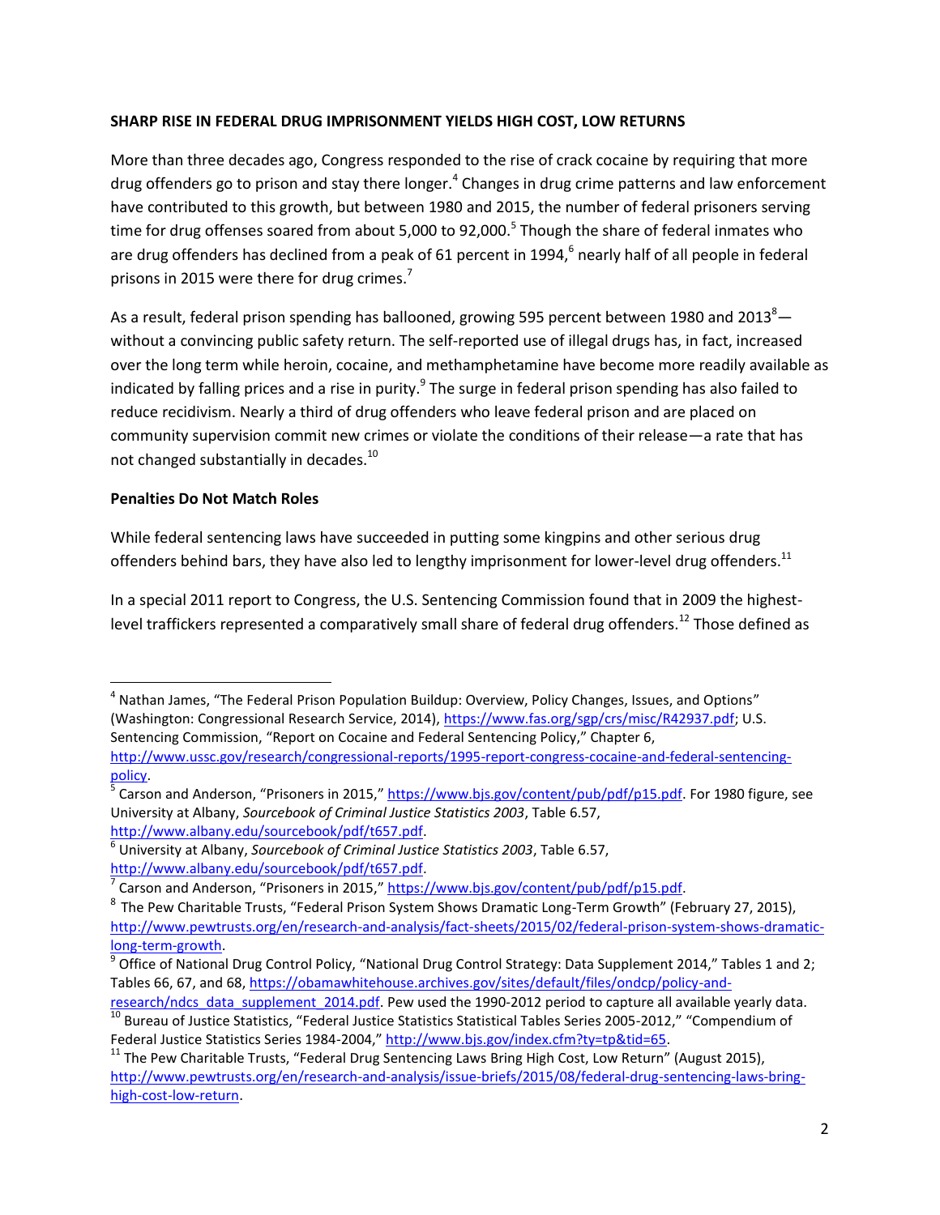**SHARP RISE IN FEDERAL DRUG IMPRISONMENT YIELDS HIGH COST, LOW RETURNS**

More than three decades ago, Congress responded to the rise of crack cocaine by requiring that more drug offenders go to prison and stay there longer.[4] Changes in drug crime patterns and law enforcement have contributed to this growth, but between 1980 and 2015, the number of federal prisoners serving time for drug offenses soared from about 5,000 to 92,000.[5] Though the share of federal inmates who are drug offenders has declined from a peak of 61 percent in 1994,[6] nearly half of all people in federal prisons in 2015 were there for drug crimes.[7]

As a result, federal prison spending has ballooned, growing 595 percent between 1980 and 2013[8]—without a convincing public safety return. The self-reported use of illegal drugs has, in fact, increased over the long term while heroin, cocaine, and methamphetamine have become more readily available as indicated by falling prices and a rise in purity.[9] The surge in federal prison spending has also failed to reduce recidivism. Nearly a third of drug offenders who leave federal prison and are placed on community supervision commit new crimes or violate the conditions of their release—a rate that has not changed substantially in decades.[10]

**Penalties Do Not Match Roles**

While federal sentencing laws have succeeded in putting some kingpins and other serious drug offenders behind bars, they have also led to lengthy imprisonment for lower-level drug offenders.[11]

In a special 2011 report to Congress, the U.S. Sentencing Commission found that in 2009 the highest-level traffickers represented a comparatively small share of federal drug offenders.[12] Those defined as

---

[4] Nathan James, "The Federal Prison Population Buildup: Overview, Policy Changes, Issues, and Options" (Washington: Congressional Research Service, 2014), https://www.fas.org/sgp/crs/misc/R42937.pdf; U.S. Sentencing Commission, "Report on Cocaine and Federal Sentencing Policy," Chapter 6, http://www.ussc.gov/research/congressional-reports/1995-report-congress-cocaine-and-federal-sentencing-policy.

[5] Carson and Anderson, "Prisoners in 2015," https://www.bjs.gov/content/pub/pdf/p15.pdf. For 1980 figure, see University at Albany, *Sourcebook of Criminal Justice Statistics 2003*, Table 6.57, http://www.albany.edu/sourcebook/pdf/t657.pdf.

[6] University at Albany, *Sourcebook of Criminal Justice Statistics 2003*, Table 6.57, http://www.albany.edu/sourcebook/pdf/t657.pdf.

[7] Carson and Anderson, "Prisoners in 2015," https://www.bjs.gov/content/pub/pdf/p15.pdf.

[8] The Pew Charitable Trusts, "Federal Prison System Shows Dramatic Long-Term Growth" (February 27, 2015), http://www.pewtrusts.org/en/research-and-analysis/fact-sheets/2015/02/federal-prison-system-shows-dramatic-long-term-growth.

[9] Office of National Drug Control Policy, "National Drug Control Strategy: Data Supplement 2014," Tables 1 and 2; Tables 66, 67, and 68, https://obamawhitehouse.archives.gov/sites/default/files/ondcp/policy-and-research/ndcs_data_supplement_2014.pdf. Pew used the 1990-2012 period to capture all available yearly data.

[10] Bureau of Justice Statistics, "Federal Justice Statistics Statistical Tables Series 2005-2012," "Compendium of Federal Justice Statistics Series 1984-2004," http://www.bjs.gov/index.cfm?ty=tp&tid=65.

[11] The Pew Charitable Trusts, "Federal Drug Sentencing Laws Bring High Cost, Low Return" (August 2015), http://www.pewtrusts.org/en/research-and-analysis/issue-briefs/2015/08/federal-drug-sentencing-laws-bring-high-cost-low-return.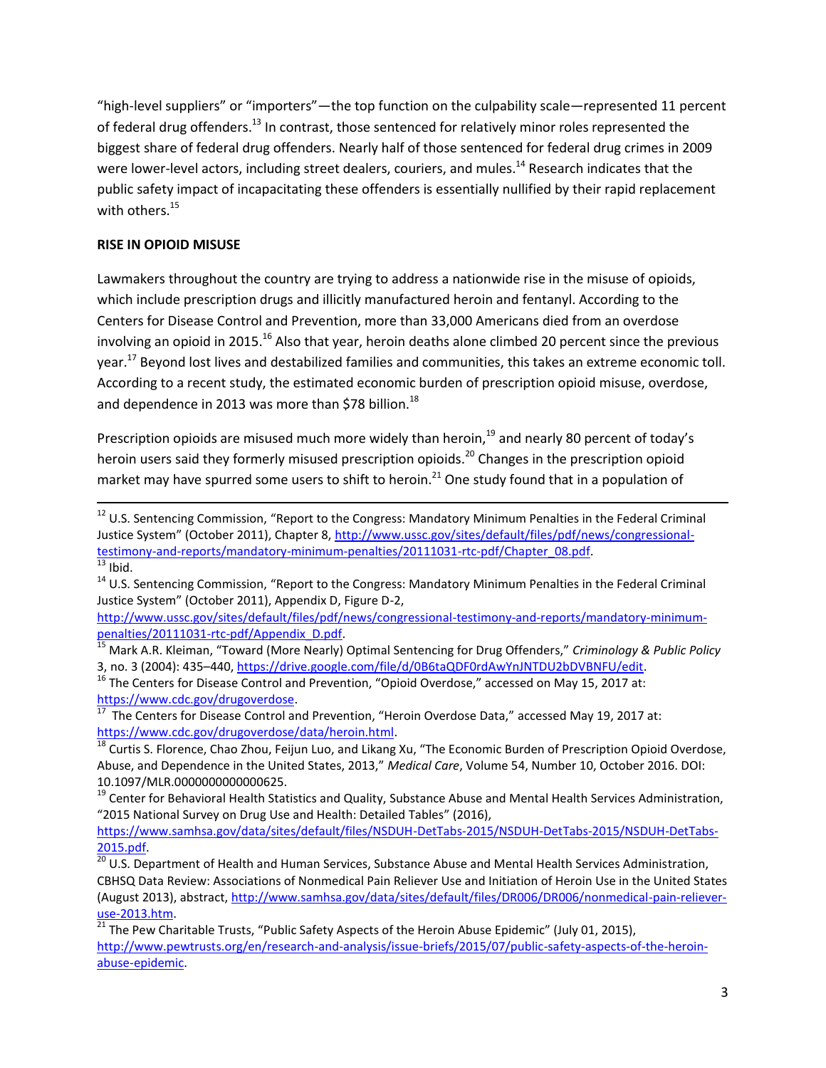"high-level suppliers" or "importers"—the top function on the culpability scale—represented 11 percent of federal drug offenders.[13] In contrast, those sentenced for relatively minor roles represented the biggest share of federal drug offenders. Nearly half of those sentenced for federal drug crimes in 2009 were lower-level actors, including street dealers, couriers, and mules.[14] Research indicates that the public safety impact of incapacitating these offenders is essentially nullified by their rapid replacement with others.[15]

**RISE IN OPIOID MISUSE**

Lawmakers throughout the country are trying to address a nationwide rise in the misuse of opioids, which include prescription drugs and illicitly manufactured heroin and fentanyl. According to the Centers for Disease Control and Prevention, more than 33,000 Americans died from an overdose involving an opioid in 2015.[16] Also that year, heroin deaths alone climbed 20 percent since the previous year.[17] Beyond lost lives and destabilized families and communities, this takes an extreme economic toll. According to a recent study, the estimated economic burden of prescription opioid misuse, overdose, and dependence in 2013 was more than $78 billion.[18]

Prescription opioids are misused much more widely than heroin,[19] and nearly 80 percent of today's heroin users said they formerly misused prescription opioids.[20] Changes in the prescription opioid market may have spurred some users to shift to heroin.[21] One study found that in a population of

---

[12] U.S. Sentencing Commission, "Report to the Congress: Mandatory Minimum Penalties in the Federal Criminal Justice System" (October 2011), Chapter 8, http://www.ussc.gov/sites/default/files/pdf/news/congressional-testimony-and-reports/mandatory-minimum-penalties/20111031-rtc-pdf/Chapter_08.pdf.

[13] Ibid.

[14] U.S. Sentencing Commission, "Report to the Congress: Mandatory Minimum Penalties in the Federal Criminal Justice System" (October 2011), Appendix D, Figure D-2, http://www.ussc.gov/sites/default/files/pdf/news/congressional-testimony-and-reports/mandatory-minimum-penalties/20111031-rtc-pdf/Appendix_D.pdf.

[15] Mark A.R. Kleiman, "Toward (More Nearly) Optimal Sentencing for Drug Offenders," *Criminology & Public Policy* 3, no. 3 (2004): 435–440, https://drive.google.com/file/d/0B6taQDF0rdAwYnJNTDU2bDVBNFU/edit.

[16] The Centers for Disease Control and Prevention, "Opioid Overdose," accessed on May 15, 2017 at: https://www.cdc.gov/drugoverdose.

[17] The Centers for Disease Control and Prevention, "Heroin Overdose Data," accessed May 19, 2017 at: https://www.cdc.gov/drugoverdose/data/heroin.html.

[18] Curtis S. Florence, Chao Zhou, Feijun Luo, and Likang Xu, "The Economic Burden of Prescription Opioid Overdose, Abuse, and Dependence in the United States, 2013," *Medical Care*, Volume 54, Number 10, October 2016. DOI: 10.1097/MLR.0000000000000625.

[19] Center for Behavioral Health Statistics and Quality, Substance Abuse and Mental Health Services Administration, "2015 National Survey on Drug Use and Health: Detailed Tables" (2016), https://www.samhsa.gov/data/sites/default/files/NSDUH-DetTabs-2015/NSDUH-DetTabs-2015/NSDUH-DetTabs-2015.pdf.

[20] U.S. Department of Health and Human Services, Substance Abuse and Mental Health Services Administration, CBHSQ Data Review: Associations of Nonmedical Pain Reliever Use and Initiation of Heroin Use in the United States (August 2013), abstract, http://www.samhsa.gov/data/sites/default/files/DR006/DR006/nonmedical-pain-reliever-use-2013.htm.

[21] The Pew Charitable Trusts, "Public Safety Aspects of the Heroin Abuse Epidemic" (July 01, 2015), http://www.pewtrusts.org/en/research-and-analysis/issue-briefs/2015/07/public-safety-aspects-of-the-heroin-abuse-epidemic.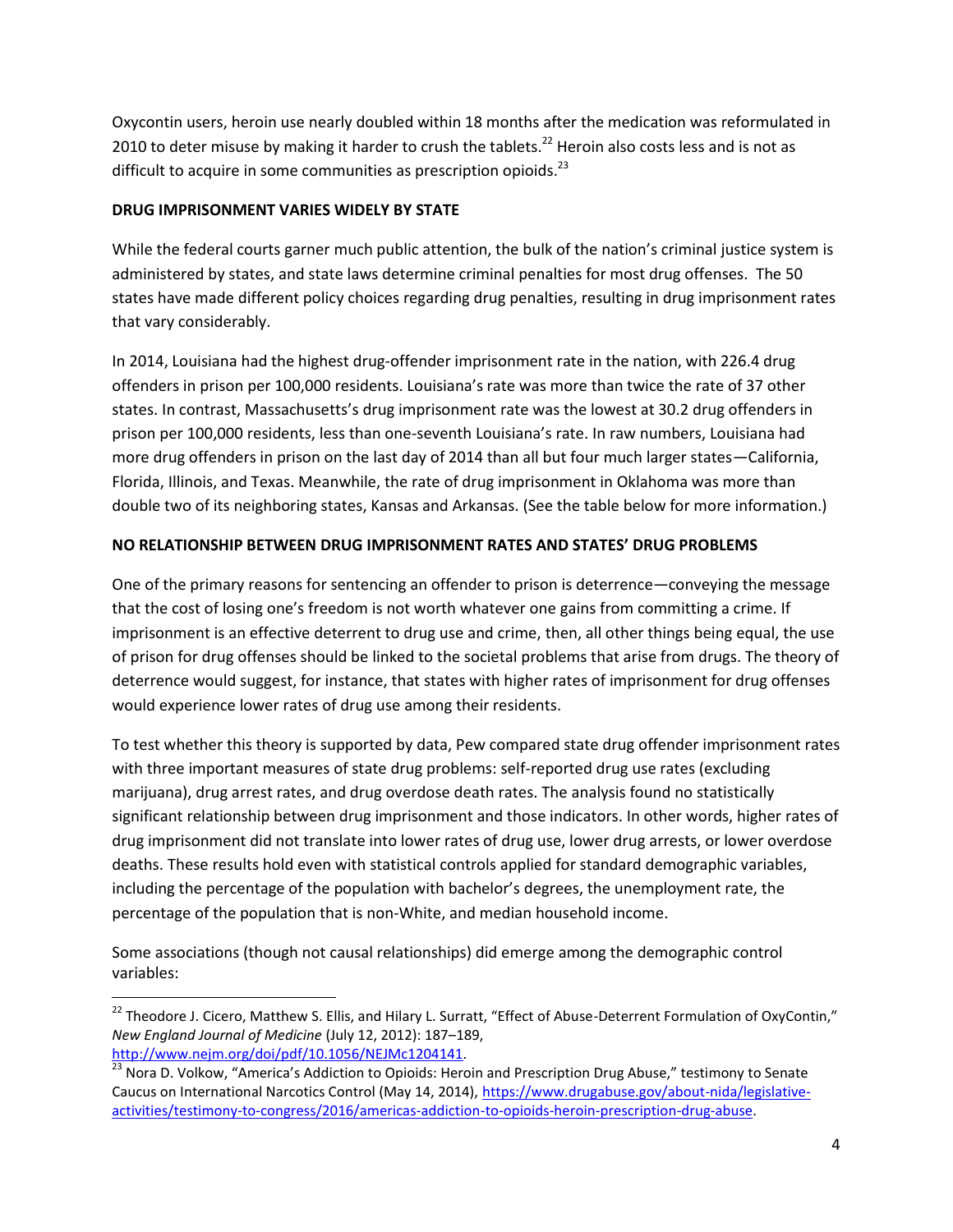Oxycontin users, heroin use nearly doubled within 18 months after the medication was reformulated in 2010 to deter misuse by making it harder to crush the tablets.[22] Heroin also costs less and is not as difficult to acquire in some communities as prescription opioids.[23]

**DRUG IMPRISONMENT VARIES WIDELY BY STATE**

While the federal courts garner much public attention, the bulk of the nation's criminal justice system is administered by states, and state laws determine criminal penalties for most drug offenses. The 50 states have made different policy choices regarding drug penalties, resulting in drug imprisonment rates that vary considerably.

In 2014, Louisiana had the highest drug-offender imprisonment rate in the nation, with 226.4 drug offenders in prison per 100,000 residents. Louisiana's rate was more than twice the rate of 37 other states. In contrast, Massachusetts's drug imprisonment rate was the lowest at 30.2 drug offenders in prison per 100,000 residents, less than one-seventh Louisiana's rate. In raw numbers, Louisiana had more drug offenders in prison on the last day of 2014 than all but four much larger states—California, Florida, Illinois, and Texas. Meanwhile, the rate of drug imprisonment in Oklahoma was more than double two of its neighboring states, Kansas and Arkansas. (See the table below for more information.)

**NO RELATIONSHIP BETWEEN DRUG IMPRISONMENT RATES AND STATES' DRUG PROBLEMS**

One of the primary reasons for sentencing an offender to prison is deterrence—conveying the message that the cost of losing one's freedom is not worth whatever one gains from committing a crime. If imprisonment is an effective deterrent to drug use and crime, then, all other things being equal, the use of prison for drug offenses should be linked to the societal problems that arise from drugs. The theory of deterrence would suggest, for instance, that states with higher rates of imprisonment for drug offenses would experience lower rates of drug use among their residents.

To test whether this theory is supported by data, Pew compared state drug offender imprisonment rates with three important measures of state drug problems: self-reported drug use rates (excluding marijuana), drug arrest rates, and drug overdose death rates. The analysis found no statistically significant relationship between drug imprisonment and those indicators. In other words, higher rates of drug imprisonment did not translate into lower rates of drug use, lower drug arrests, or lower overdose deaths. These results hold even with statistical controls applied for standard demographic variables, including the percentage of the population with bachelor's degrees, the unemployment rate, the percentage of the population that is non-White, and median household income.

Some associations (though not causal relationships) did emerge among the demographic control variables:

[22] Theodore J. Cicero, Matthew S. Ellis, and Hilary L. Surratt, "Effect of Abuse-Deterrent Formulation of OxyContin," *New England Journal of Medicine* (July 12, 2012): 187–189, http://www.nejm.org/doi/pdf/10.1056/NEJMc1204141.

[23] Nora D. Volkow, "America's Addiction to Opioids: Heroin and Prescription Drug Abuse," testimony to Senate Caucus on International Narcotics Control (May 14, 2014), https://www.drugabuse.gov/about-nida/legislative-activities/testimony-to-congress/2016/americas-addiction-to-opioids-heroin-prescription-drug-abuse.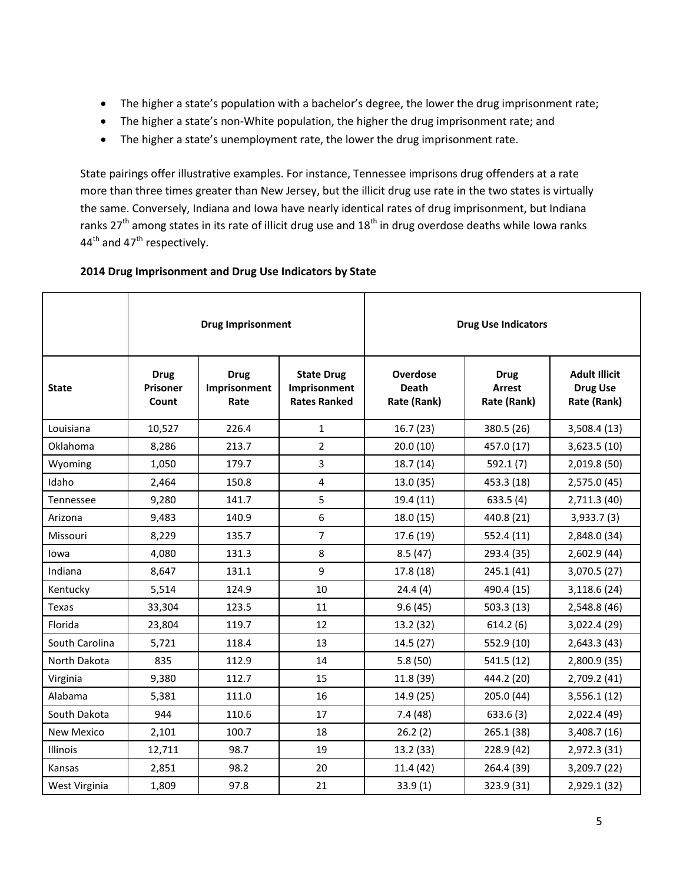- The higher a state's population with a bachelor's degree, the lower the drug imprisonment rate;
- The higher a state's non-White population, the higher the drug imprisonment rate; and
- The higher a state's unemployment rate, the lower the drug imprisonment rate.

State pairings offer illustrative examples. For instance, Tennessee imprisons drug offenders at a rate more than three times greater than New Jersey, but the illicit drug use rate in the two states is virtually the same. Conversely, Indiana and Iowa have nearly identical rates of drug imprisonment, but Indiana ranks 27th among states in its rate of illicit drug use and 18th in drug overdose deaths while Iowa ranks 44th and 47th respectively.

**2014 Drug Imprisonment and Drug Use Indicators by State**

| | Drug Imprisonment | | | Drug Use Indicators | | |
|---|---|---|---|---|---|---|
| **State** | **Drug Prisoner Count** | **Drug Imprisonment Rate** | **State Drug Imprisonment Rates Ranked** | **Overdose Death Rate (Rank)** | **Drug Arrest Rate (Rank)** | **Adult Illicit Drug Use Rate (Rank)** |
| Louisiana | 10,527 | 226.4 | 1 | 16.7 (23) | 380.5 (26) | 3,508.4 (13) |
| Oklahoma | 8,286 | 213.7 | 2 | 20.0 (10) | 457.0 (17) | 3,623.5 (10) |
| Wyoming | 1,050 | 179.7 | 3 | 18.7 (14) | 592.1 (7) | 2,019.8 (50) |
| Idaho | 2,464 | 150.8 | 4 | 13.0 (35) | 453.3 (18) | 2,575.0 (45) |
| Tennessee | 9,280 | 141.7 | 5 | 19.4 (11) | 633.5 (4) | 2,711.3 (40) |
| Arizona | 9,483 | 140.9 | 6 | 18.0 (15) | 440.8 (21) | 3,933.7 (3) |
| Missouri | 8,229 | 135.7 | 7 | 17.6 (19) | 552.4 (11) | 2,848.0 (34) |
| Iowa | 4,080 | 131.3 | 8 | 8.5 (47) | 293.4 (35) | 2,602.9 (44) |
| Indiana | 8,647 | 131.1 | 9 | 17.8 (18) | 245.1 (41) | 3,070.5 (27) |
| Kentucky | 5,514 | 124.9 | 10 | 24.4 (4) | 490.4 (15) | 3,118.6 (24) |
| Texas | 33,304 | 123.5 | 11 | 9.6 (45) | 503.3 (13) | 2,548.8 (46) |
| Florida | 23,804 | 119.7 | 12 | 13.2 (32) | 614.2 (6) | 3,022.4 (29) |
| South Carolina | 5,721 | 118.4 | 13 | 14.5 (27) | 552.9 (10) | 2,643.3 (43) |
| North Dakota | 835 | 112.9 | 14 | 5.8 (50) | 541.5 (12) | 2,800.9 (35) |
| Virginia | 9,380 | 112.7 | 15 | 11.8 (39) | 444.2 (20) | 2,709.2 (41) |
| Alabama | 5,381 | 111.0 | 16 | 14.9 (25) | 205.0 (44) | 3,556.1 (12) |
| South Dakota | 944 | 110.6 | 17 | 7.4 (48) | 633.6 (3) | 2,022.4 (49) |
| New Mexico | 2,101 | 100.7 | 18 | 26.2 (2) | 265.1 (38) | 3,408.7 (16) |
| Illinois | 12,711 | 98.7 | 19 | 13.2 (33) | 228.9 (42) | 2,972.3 (31) |
| Kansas | 2,851 | 98.2 | 20 | 11.4 (42) | 264.4 (39) | 3,209.7 (22) |
| West Virginia | 1,809 | 97.8 | 21 | 33.9 (1) | 323.9 (31) | 2,929.1 (32) |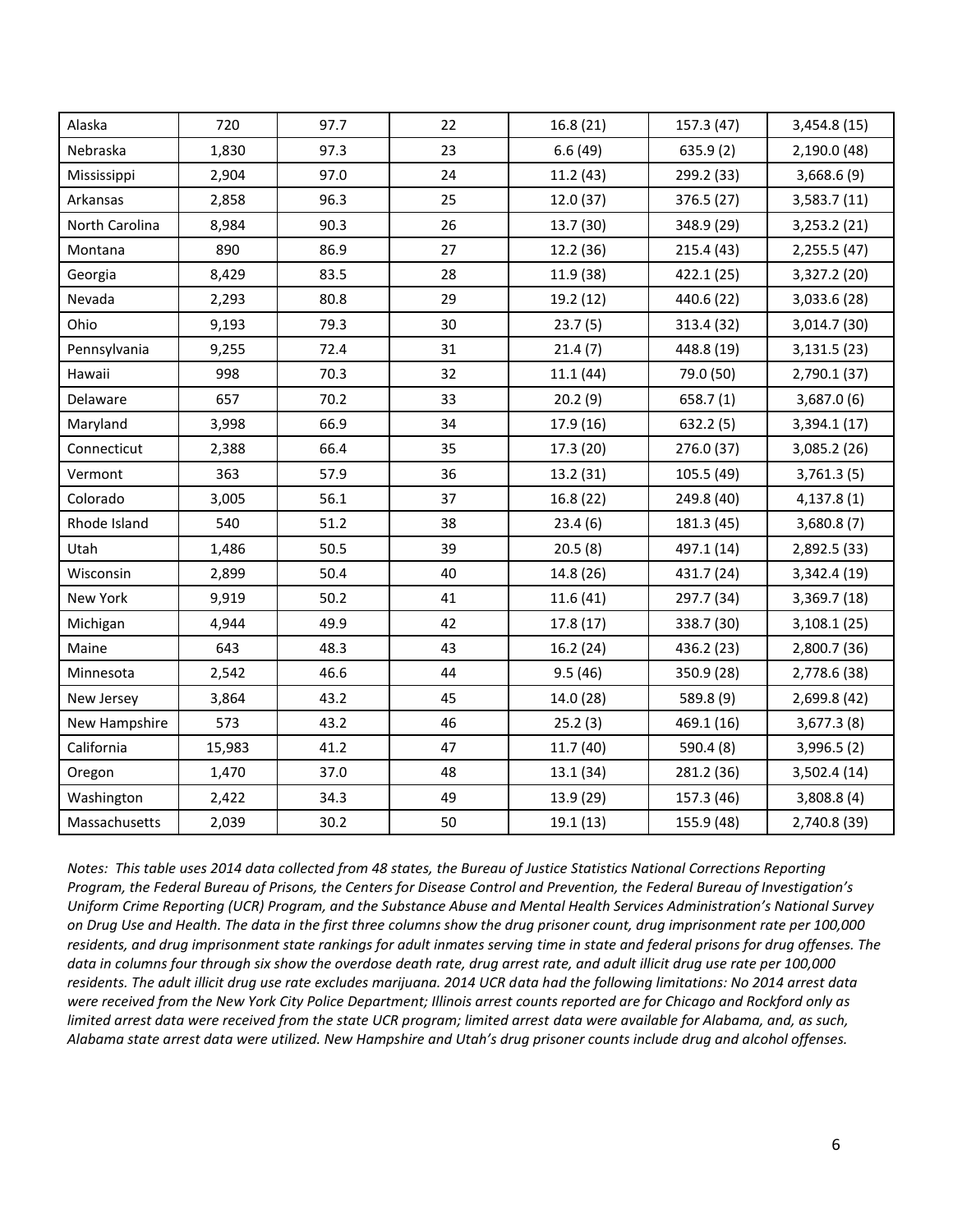| | | | | | | |
|---|---|---|---|---|---|---|
| Alaska | 720 | 97.7 | 22 | 16.8 (21) | 157.3 (47) | 3,454.8 (15) |
| Nebraska | 1,830 | 97.3 | 23 | 6.6 (49) | 635.9 (2) | 2,190.0 (48) |
| Mississippi | 2,904 | 97.0 | 24 | 11.2 (43) | 299.2 (33) | 3,668.6 (9) |
| Arkansas | 2,858 | 96.3 | 25 | 12.0 (37) | 376.5 (27) | 3,583.7 (11) |
| North Carolina | 8,984 | 90.3 | 26 | 13.7 (30) | 348.9 (29) | 3,253.2 (21) |
| Montana | 890 | 86.9 | 27 | 12.2 (36) | 215.4 (43) | 2,255.5 (47) |
| Georgia | 8,429 | 83.5 | 28 | 11.9 (38) | 422.1 (25) | 3,327.2 (20) |
| Nevada | 2,293 | 80.8 | 29 | 19.2 (12) | 440.6 (22) | 3,033.6 (28) |
| Ohio | 9,193 | 79.3 | 30 | 23.7 (5) | 313.4 (32) | 3,014.7 (30) |
| Pennsylvania | 9,255 | 72.4 | 31 | 21.4 (7) | 448.8 (19) | 3,131.5 (23) |
| Hawaii | 998 | 70.3 | 32 | 11.1 (44) | 79.0 (50) | 2,790.1 (37) |
| Delaware | 657 | 70.2 | 33 | 20.2 (9) | 658.7 (1) | 3,687.0 (6) |
| Maryland | 3,998 | 66.9 | 34 | 17.9 (16) | 632.2 (5) | 3,394.1 (17) |
| Connecticut | 2,388 | 66.4 | 35 | 17.3 (20) | 276.0 (37) | 3,085.2 (26) |
| Vermont | 363 | 57.9 | 36 | 13.2 (31) | 105.5 (49) | 3,761.3 (5) |
| Colorado | 3,005 | 56.1 | 37 | 16.8 (22) | 249.8 (40) | 4,137.8 (1) |
| Rhode Island | 540 | 51.2 | 38 | 23.4 (6) | 181.3 (45) | 3,680.8 (7) |
| Utah | 1,486 | 50.5 | 39 | 20.5 (8) | 497.1 (14) | 2,892.5 (33) |
| Wisconsin | 2,899 | 50.4 | 40 | 14.8 (26) | 431.7 (24) | 3,342.4 (19) |
| New York | 9,919 | 50.2 | 41 | 11.6 (41) | 297.7 (34) | 3,369.7 (18) |
| Michigan | 4,944 | 49.9 | 42 | 17.8 (17) | 338.7 (30) | 3,108.1 (25) |
| Maine | 643 | 48.3 | 43 | 16.2 (24) | 436.2 (23) | 2,800.7 (36) |
| Minnesota | 2,542 | 46.6 | 44 | 9.5 (46) | 350.9 (28) | 2,778.6 (38) |
| New Jersey | 3,864 | 43.2 | 45 | 14.0 (28) | 589.8 (9) | 2,699.8 (42) |
| New Hampshire | 573 | 43.2 | 46 | 25.2 (3) | 469.1 (16) | 3,677.3 (8) |
| California | 15,983 | 41.2 | 47 | 11.7 (40) | 590.4 (8) | 3,996.5 (2) |
| Oregon | 1,470 | 37.0 | 48 | 13.1 (34) | 281.2 (36) | 3,502.4 (14) |
| Washington | 2,422 | 34.3 | 49 | 13.9 (29) | 157.3 (46) | 3,808.8 (4) |
| Massachusetts | 2,039 | 30.2 | 50 | 19.1 (13) | 155.9 (48) | 2,740.8 (39) |

*Notes: This table uses 2014 data collected from 48 states, the Bureau of Justice Statistics National Corrections Reporting Program, the Federal Bureau of Prisons, the Centers for Disease Control and Prevention, the Federal Bureau of Investigation's Uniform Crime Reporting (UCR) Program, and the Substance Abuse and Mental Health Services Administration's National Survey on Drug Use and Health. The data in the first three columns show the drug prisoner count, drug imprisonment rate per 100,000 residents, and drug imprisonment state rankings for adult inmates serving time in state and federal prisons for drug offenses. The data in columns four through six show the overdose death rate, drug arrest rate, and adult illicit drug use rate per 100,000 residents. The adult illicit drug use rate excludes marijuana. 2014 UCR data had the following limitations: No 2014 arrest data were received from the New York City Police Department; Illinois arrest counts reported are for Chicago and Rockford only as limited arrest data were received from the state UCR program; limited arrest data were available for Alabama, and, as such, Alabama state arrest data were utilized. New Hampshire and Utah's drug prisoner counts include drug and alcohol offenses.*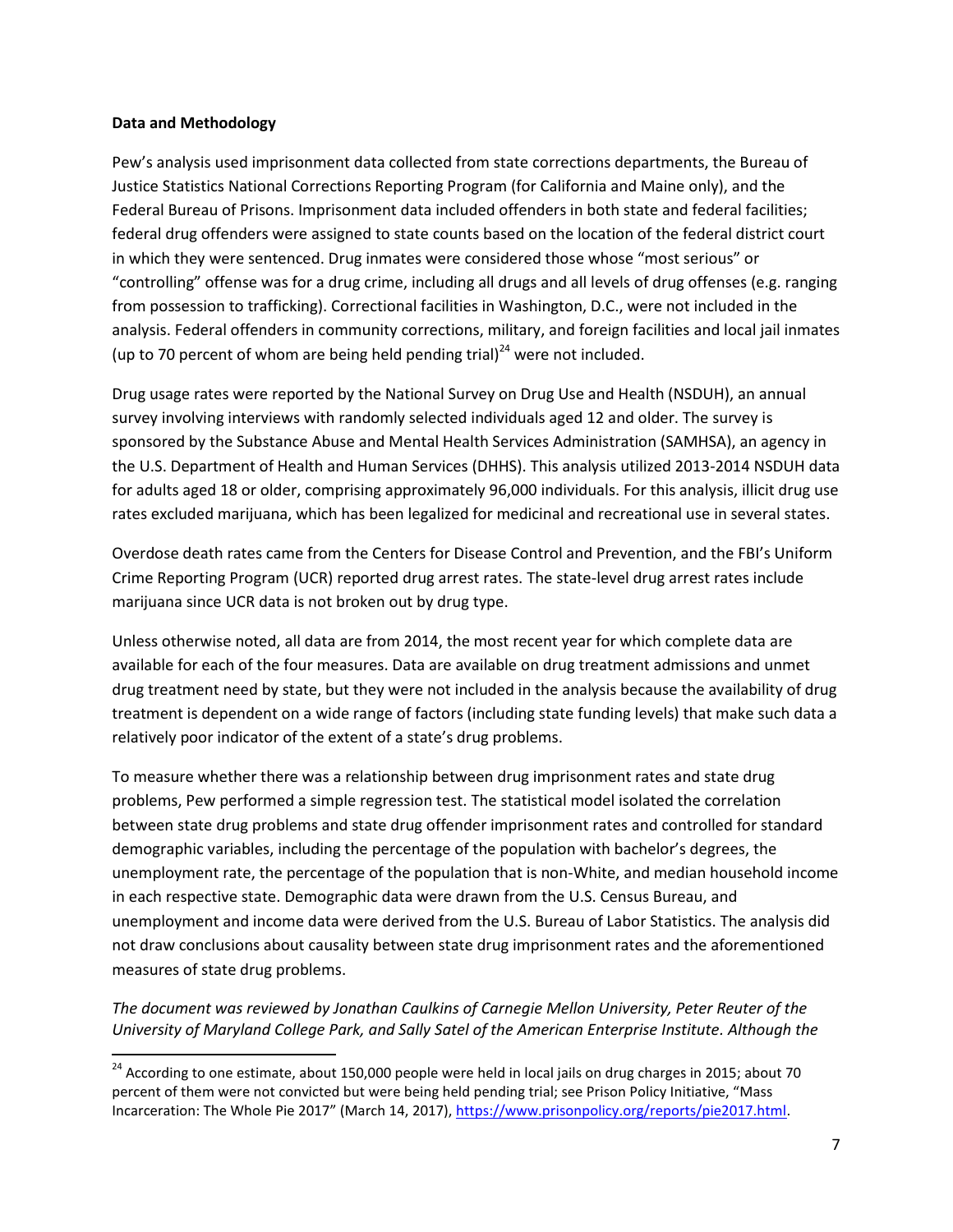**Data and Methodology**

Pew's analysis used imprisonment data collected from state corrections departments, the Bureau of Justice Statistics National Corrections Reporting Program (for California and Maine only), and the Federal Bureau of Prisons. Imprisonment data included offenders in both state and federal facilities; federal drug offenders were assigned to state counts based on the location of the federal district court in which they were sentenced. Drug inmates were considered those whose "most serious" or "controlling" offense was for a drug crime, including all drugs and all levels of drug offenses (e.g. ranging from possession to trafficking). Correctional facilities in Washington, D.C., were not included in the analysis. Federal offenders in community corrections, military, and foreign facilities and local jail inmates (up to 70 percent of whom are being held pending trial)[24] were not included.

Drug usage rates were reported by the National Survey on Drug Use and Health (NSDUH), an annual survey involving interviews with randomly selected individuals aged 12 and older. The survey is sponsored by the Substance Abuse and Mental Health Services Administration (SAMHSA), an agency in the U.S. Department of Health and Human Services (DHHS). This analysis utilized 2013-2014 NSDUH data for adults aged 18 or older, comprising approximately 96,000 individuals. For this analysis, illicit drug use rates excluded marijuana, which has been legalized for medicinal and recreational use in several states.

Overdose death rates came from the Centers for Disease Control and Prevention, and the FBI's Uniform Crime Reporting Program (UCR) reported drug arrest rates. The state-level drug arrest rates include marijuana since UCR data is not broken out by drug type.

Unless otherwise noted, all data are from 2014, the most recent year for which complete data are available for each of the four measures. Data are available on drug treatment admissions and unmet drug treatment need by state, but they were not included in the analysis because the availability of drug treatment is dependent on a wide range of factors (including state funding levels) that make such data a relatively poor indicator of the extent of a state's drug problems.

To measure whether there was a relationship between drug imprisonment rates and state drug problems, Pew performed a simple regression test. The statistical model isolated the correlation between state drug problems and state drug offender imprisonment rates and controlled for standard demographic variables, including the percentage of the population with bachelor's degrees, the unemployment rate, the percentage of the population that is non-White, and median household income in each respective state. Demographic data were drawn from the U.S. Census Bureau, and unemployment and income data were derived from the U.S. Bureau of Labor Statistics. The analysis did not draw conclusions about causality between state drug imprisonment rates and the aforementioned measures of state drug problems.

*The document was reviewed by Jonathan Caulkins of Carnegie Mellon University, Peter Reuter of the University of Maryland College Park, and Sally Satel of the American Enterprise Institute. Although the*

---

[24] According to one estimate, about 150,000 people were held in local jails on drug charges in 2015; about 70 percent of them were not convicted but were being held pending trial; see Prison Policy Initiative, "Mass Incarceration: The Whole Pie 2017" (March 14, 2017), https://www.prisonpolicy.org/reports/pie2017.html.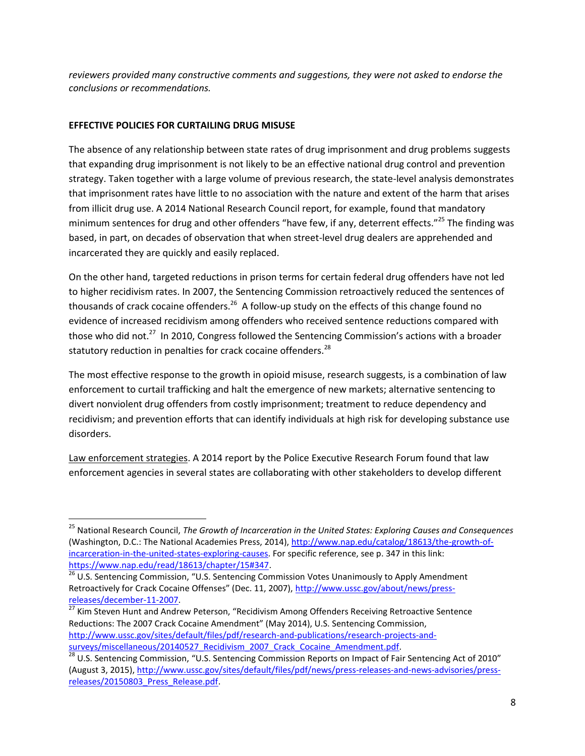*reviewers provided many constructive comments and suggestions, they were not asked to endorse the conclusions or recommendations.*

**EFFECTIVE POLICIES FOR CURTAILING DRUG MISUSE**

The absence of any relationship between state rates of drug imprisonment and drug problems suggests that expanding drug imprisonment is not likely to be an effective national drug control and prevention strategy. Taken together with a large volume of previous research, the state-level analysis demonstrates that imprisonment rates have little to no association with the nature and extent of the harm that arises from illicit drug use. A 2014 National Research Council report, for example, found that mandatory minimum sentences for drug and other offenders "have few, if any, deterrent effects."[25] The finding was based, in part, on decades of observation that when street-level drug dealers are apprehended and incarcerated they are quickly and easily replaced.

On the other hand, targeted reductions in prison terms for certain federal drug offenders have not led to higher recidivism rates. In 2007, the Sentencing Commission retroactively reduced the sentences of thousands of crack cocaine offenders.[26] A follow-up study on the effects of this change found no evidence of increased recidivism among offenders who received sentence reductions compared with those who did not.[27] In 2010, Congress followed the Sentencing Commission's actions with a broader statutory reduction in penalties for crack cocaine offenders.[28]

The most effective response to the growth in opioid misuse, research suggests, is a combination of law enforcement to curtail trafficking and halt the emergence of new markets; alternative sentencing to divert nonviolent drug offenders from costly imprisonment; treatment to reduce dependency and recidivism; and prevention efforts that can identify individuals at high risk for developing substance use disorders.

Law enforcement strategies. A 2014 report by the Police Executive Research Forum found that law enforcement agencies in several states are collaborating with other stakeholders to develop different

---

[25] National Research Council, *The Growth of Incarceration in the United States: Exploring Causes and Consequences* (Washington, D.C.: The National Academies Press, 2014), http://www.nap.edu/catalog/18613/the-growth-of-incarceration-in-the-united-states-exploring-causes. For specific reference, see p. 347 in this link: https://www.nap.edu/read/18613/chapter/15#347.

[26] U.S. Sentencing Commission, "U.S. Sentencing Commission Votes Unanimously to Apply Amendment Retroactively for Crack Cocaine Offenses" (Dec. 11, 2007), http://www.ussc.gov/about/news/press-releases/december-11-2007.

[27] Kim Steven Hunt and Andrew Peterson, "Recidivism Among Offenders Receiving Retroactive Sentence Reductions: The 2007 Crack Cocaine Amendment" (May 2014), U.S. Sentencing Commission, http://www.ussc.gov/sites/default/files/pdf/research-and-publications/research-projects-and-surveys/miscellaneous/20140527_Recidivism_2007_Crack_Cocaine_Amendment.pdf.

[28] U.S. Sentencing Commission, "U.S. Sentencing Commission Reports on Impact of Fair Sentencing Act of 2010" (August 3, 2015), http://www.ussc.gov/sites/default/files/pdf/news/press-releases-and-news-advisories/press-releases/20150803_Press_Release.pdf.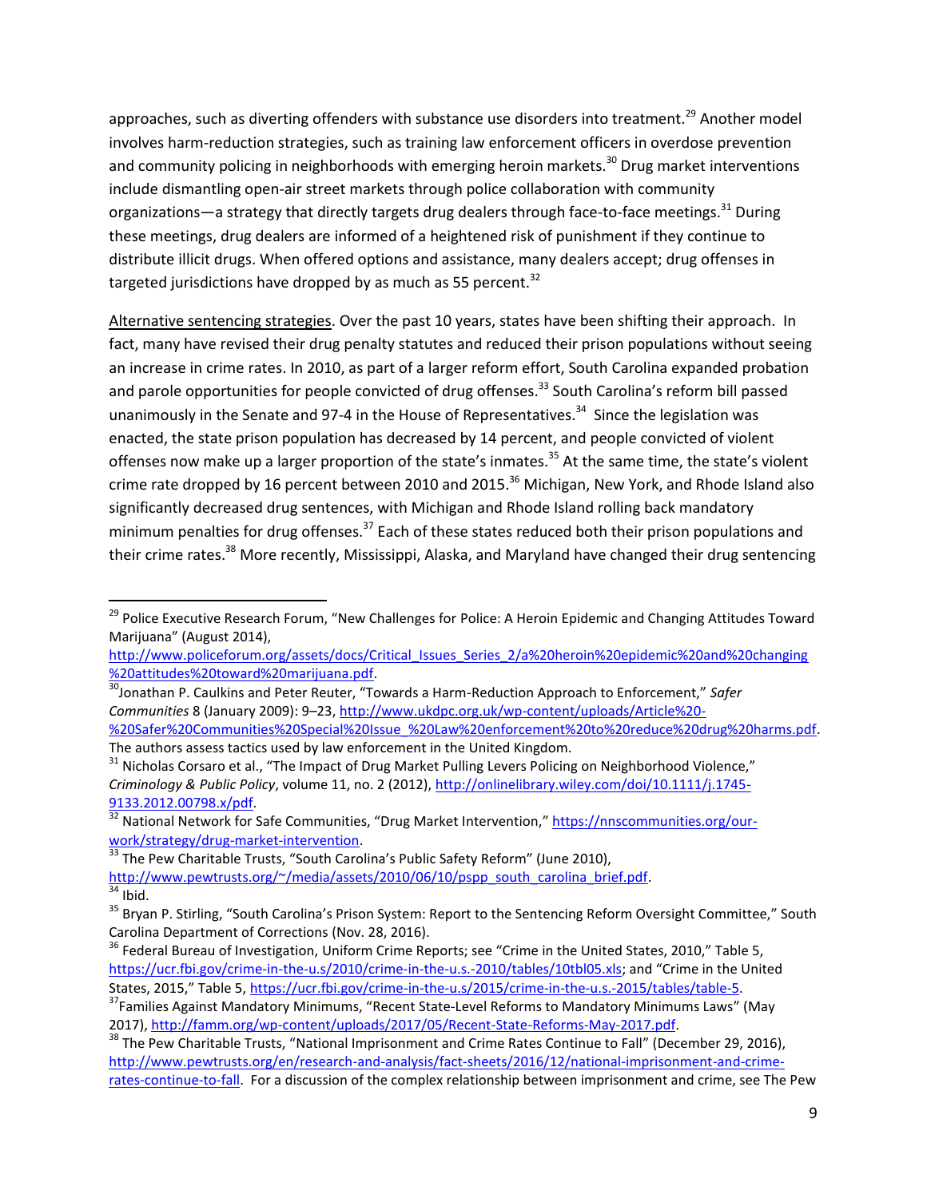approaches, such as diverting offenders with substance use disorders into treatment.[29] Another model involves harm-reduction strategies, such as training law enforcement officers in overdose prevention and community policing in neighborhoods with emerging heroin markets.[30] Drug market interventions include dismantling open-air street markets through police collaboration with community organizations—a strategy that directly targets drug dealers through face-to-face meetings.[31] During these meetings, drug dealers are informed of a heightened risk of punishment if they continue to distribute illicit drugs. When offered options and assistance, many dealers accept; drug offenses in targeted jurisdictions have dropped by as much as 55 percent.[32]

Alternative sentencing strategies. Over the past 10 years, states have been shifting their approach. In fact, many have revised their drug penalty statutes and reduced their prison populations without seeing an increase in crime rates. In 2010, as part of a larger reform effort, South Carolina expanded probation and parole opportunities for people convicted of drug offenses.[33] South Carolina's reform bill passed unanimously in the Senate and 97-4 in the House of Representatives.[34] Since the legislation was enacted, the state prison population has decreased by 14 percent, and people convicted of violent offenses now make up a larger proportion of the state's inmates.[35] At the same time, the state's violent crime rate dropped by 16 percent between 2010 and 2015.[36] Michigan, New York, and Rhode Island also significantly decreased drug sentences, with Michigan and Rhode Island rolling back mandatory minimum penalties for drug offenses.[37] Each of these states reduced both their prison populations and their crime rates.[38] More recently, Mississippi, Alaska, and Maryland have changed their drug sentencing

---

[29] Police Executive Research Forum, "New Challenges for Police: A Heroin Epidemic and Changing Attitudes Toward Marijuana" (August 2014), http://www.policeforum.org/assets/docs/Critical_Issues_Series_2/a%20heroin%20epidemic%20and%20changing%20attitudes%20toward%20marijuana.pdf.

[30] Jonathan P. Caulkins and Peter Reuter, "Towards a Harm-Reduction Approach to Enforcement," *Safer Communities* 8 (January 2009): 9–23, http://www.ukdpc.org.uk/wp-content/uploads/Article%20-%20Safer%20Communities%20Special%20Issue_%20Law%20enforcement%20to%20reduce%20drug%20harms.pdf. The authors assess tactics used by law enforcement in the United Kingdom.

[31] Nicholas Corsaro et al., "The Impact of Drug Market Pulling Levers Policing on Neighborhood Violence," *Criminology & Public Policy*, volume 11, no. 2 (2012), http://onlinelibrary.wiley.com/doi/10.1111/j.1745-9133.2012.00798.x/pdf.

[32] National Network for Safe Communities, "Drug Market Intervention," https://nnscommunities.org/our-work/strategy/drug-market-intervention.

[33] The Pew Charitable Trusts, "South Carolina's Public Safety Reform" (June 2010), http://www.pewtrusts.org/~/media/assets/2010/06/10/pspp_south_carolina_brief.pdf.

[34] Ibid.

[35] Bryan P. Stirling, "South Carolina's Prison System: Report to the Sentencing Reform Oversight Committee," South Carolina Department of Corrections (Nov. 28, 2016).

[36] Federal Bureau of Investigation, Uniform Crime Reports; see "Crime in the United States, 2010," Table 5, https://ucr.fbi.gov/crime-in-the-u.s/2010/crime-in-the-u.s.-2010/tables/10tbl05.xls; and "Crime in the United States, 2015," Table 5, https://ucr.fbi.gov/crime-in-the-u.s/2015/crime-in-the-u.s.-2015/tables/table-5.

[37] Families Against Mandatory Minimums, "Recent State-Level Reforms to Mandatory Minimums Laws" (May 2017), http://famm.org/wp-content/uploads/2017/05/Recent-State-Reforms-May-2017.pdf.

[38] The Pew Charitable Trusts, "National Imprisonment and Crime Rates Continue to Fall" (December 29, 2016), http://www.pewtrusts.org/en/research-and-analysis/fact-sheets/2016/12/national-imprisonment-and-crime-rates-continue-to-fall. For a discussion of the complex relationship between imprisonment and crime, see The Pew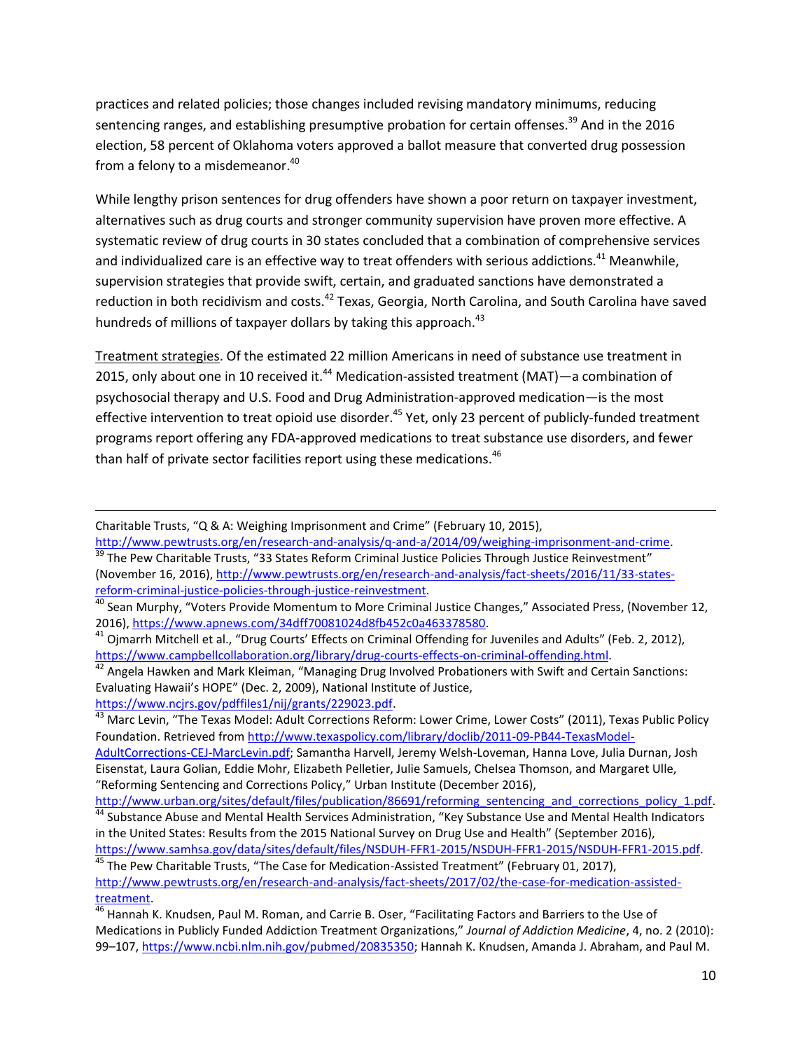practices and related policies; those changes included revising mandatory minimums, reducing sentencing ranges, and establishing presumptive probation for certain offenses.[39] And in the 2016 election, 58 percent of Oklahoma voters approved a ballot measure that converted drug possession from a felony to a misdemeanor.[40]

While lengthy prison sentences for drug offenders have shown a poor return on taxpayer investment, alternatives such as drug courts and stronger community supervision have proven more effective. A systematic review of drug courts in 30 states concluded that a combination of comprehensive services and individualized care is an effective way to treat offenders with serious addictions.[41] Meanwhile, supervision strategies that provide swift, certain, and graduated sanctions have demonstrated a reduction in both recidivism and costs.[42] Texas, Georgia, North Carolina, and South Carolina have saved hundreds of millions of taxpayer dollars by taking this approach.[43]

Treatment strategies. Of the estimated 22 million Americans in need of substance use treatment in 2015, only about one in 10 received it.[44] Medication-assisted treatment (MAT)—a combination of psychosocial therapy and U.S. Food and Drug Administration-approved medication—is the most effective intervention to treat opioid use disorder.[45] Yet, only 23 percent of publicly-funded treatment programs report offering any FDA-approved medications to treat substance use disorders, and fewer than half of private sector facilities report using these medications.[46]

---

Charitable Trusts, "Q & A: Weighing Imprisonment and Crime" (February 10, 2015), http://www.pewtrusts.org/en/research-and-analysis/q-and-a/2014/09/weighing-imprisonment-and-crime.

[39] The Pew Charitable Trusts, "33 States Reform Criminal Justice Policies Through Justice Reinvestment" (November 16, 2016), http://www.pewtrusts.org/en/research-and-analysis/fact-sheets/2016/11/33-states-reform-criminal-justice-policies-through-justice-reinvestment.

[40] Sean Murphy, "Voters Provide Momentum to More Criminal Justice Changes," Associated Press, (November 12, 2016), https://www.apnews.com/34dff70081024d8fb452c0a463378580.

[41] Ojmarrh Mitchell et al., "Drug Courts' Effects on Criminal Offending for Juveniles and Adults" (Feb. 2, 2012), https://www.campbellcollaboration.org/library/drug-courts-effects-on-criminal-offending.html.

[42] Angela Hawken and Mark Kleiman, "Managing Drug Involved Probationers with Swift and Certain Sanctions: Evaluating Hawaii's HOPE" (Dec. 2, 2009), National Institute of Justice, https://www.ncjrs.gov/pdffiles1/nij/grants/229023.pdf.

[43] Marc Levin, "The Texas Model: Adult Corrections Reform: Lower Crime, Lower Costs" (2011), Texas Public Policy Foundation. Retrieved from http://www.texaspolicy.com/library/doclib/2011-09-PB44-TexasModel-AdultCorrections-CEJ-MarcLevin.pdf; Samantha Harvell, Jeremy Welsh-Loveman, Hanna Love, Julia Durnan, Josh Eisenstat, Laura Golian, Eddie Mohr, Elizabeth Pelletier, Julie Samuels, Chelsea Thomson, and Margaret Ulle, "Reforming Sentencing and Corrections Policy," Urban Institute (December 2016), http://www.urban.org/sites/default/files/publication/86691/reforming_sentencing_and_corrections_policy_1.pdf.

[44] Substance Abuse and Mental Health Services Administration, "Key Substance Use and Mental Health Indicators in the United States: Results from the 2015 National Survey on Drug Use and Health" (September 2016), https://www.samhsa.gov/data/sites/default/files/NSDUH-FFR1-2015/NSDUH-FFR1-2015/NSDUH-FFR1-2015.pdf.

[45] The Pew Charitable Trusts, "The Case for Medication-Assisted Treatment" (February 01, 2017), http://www.pewtrusts.org/en/research-and-analysis/fact-sheets/2017/02/the-case-for-medication-assisted-treatment.

[46] Hannah K. Knudsen, Paul M. Roman, and Carrie B. Oser, "Facilitating Factors and Barriers to the Use of Medications in Publicly Funded Addiction Treatment Organizations," *Journal of Addiction Medicine*, 4, no. 2 (2010): 99–107, https://www.ncbi.nlm.nih.gov/pubmed/20835350; Hannah K. Knudsen, Amanda J. Abraham, and Paul M.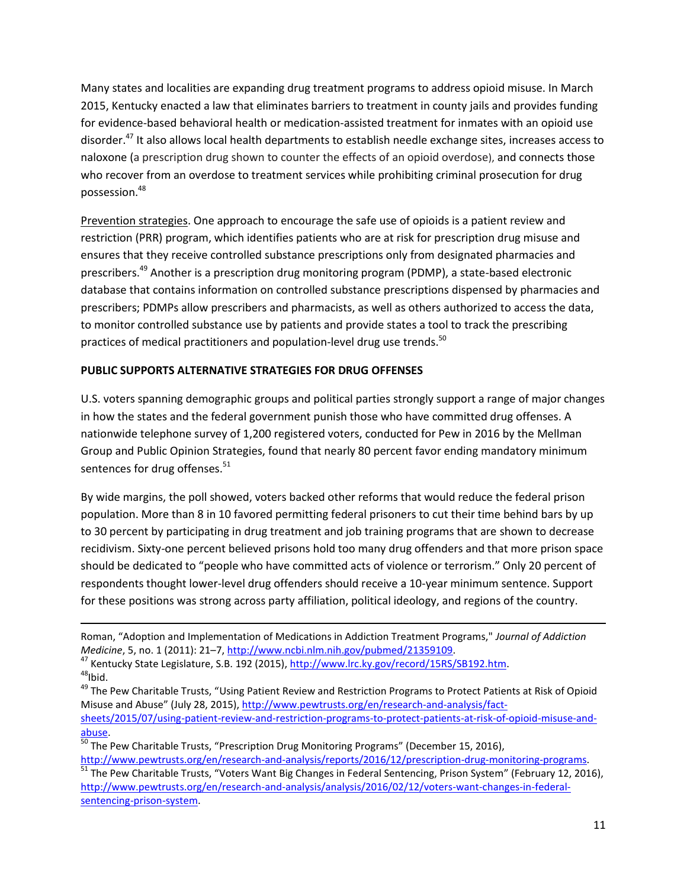Many states and localities are expanding drug treatment programs to address opioid misuse. In March 2015, Kentucky enacted a law that eliminates barriers to treatment in county jails and provides funding for evidence-based behavioral health or medication-assisted treatment for inmates with an opioid use disorder.[47] It also allows local health departments to establish needle exchange sites, increases access to naloxone (a prescription drug shown to counter the effects of an opioid overdose), and connects those who recover from an overdose to treatment services while prohibiting criminal prosecution for drug possession.[48]

Prevention strategies. One approach to encourage the safe use of opioids is a patient review and restriction (PRR) program, which identifies patients who are at risk for prescription drug misuse and ensures that they receive controlled substance prescriptions only from designated pharmacies and prescribers.[49] Another is a prescription drug monitoring program (PDMP), a state-based electronic database that contains information on controlled substance prescriptions dispensed by pharmacies and prescribers; PDMPs allow prescribers and pharmacists, as well as others authorized to access the data, to monitor controlled substance use by patients and provide states a tool to track the prescribing practices of medical practitioners and population-level drug use trends.[50]

**PUBLIC SUPPORTS ALTERNATIVE STRATEGIES FOR DRUG OFFENSES**

U.S. voters spanning demographic groups and political parties strongly support a range of major changes in how the states and the federal government punish those who have committed drug offenses. A nationwide telephone survey of 1,200 registered voters, conducted for Pew in 2016 by the Mellman Group and Public Opinion Strategies, found that nearly 80 percent favor ending mandatory minimum sentences for drug offenses.[51]

By wide margins, the poll showed, voters backed other reforms that would reduce the federal prison population. More than 8 in 10 favored permitting federal prisoners to cut their time behind bars by up to 30 percent by participating in drug treatment and job training programs that are shown to decrease recidivism. Sixty-one percent believed prisons hold too many drug offenders and that more prison space should be dedicated to "people who have committed acts of violence or terrorism." Only 20 percent of respondents thought lower-level drug offenders should receive a 10-year minimum sentence. Support for these positions was strong across party affiliation, political ideology, and regions of the country.

---

Roman, "Adoption and Implementation of Medications in Addiction Treatment Programs," *Journal of Addiction Medicine*, 5, no. 1 (2011): 21–7, http://www.ncbi.nlm.nih.gov/pubmed/21359109.

[47] Kentucky State Legislature, S.B. 192 (2015), http://www.lrc.ky.gov/record/15RS/SB192.htm.

[48] Ibid.

[49] The Pew Charitable Trusts, "Using Patient Review and Restriction Programs to Protect Patients at Risk of Opioid Misuse and Abuse" (July 28, 2015), http://www.pewtrusts.org/en/research-and-analysis/fact-sheets/2015/07/using-patient-review-and-restriction-programs-to-protect-patients-at-risk-of-opioid-misuse-and-abuse.

[50] The Pew Charitable Trusts, "Prescription Drug Monitoring Programs" (December 15, 2016), http://www.pewtrusts.org/en/research-and-analysis/reports/2016/12/prescription-drug-monitoring-programs.

[51] The Pew Charitable Trusts, "Voters Want Big Changes in Federal Sentencing, Prison System" (February 12, 2016), http://www.pewtrusts.org/en/research-and-analysis/analysis/2016/02/12/voters-want-changes-in-federal-sentencing-prison-system.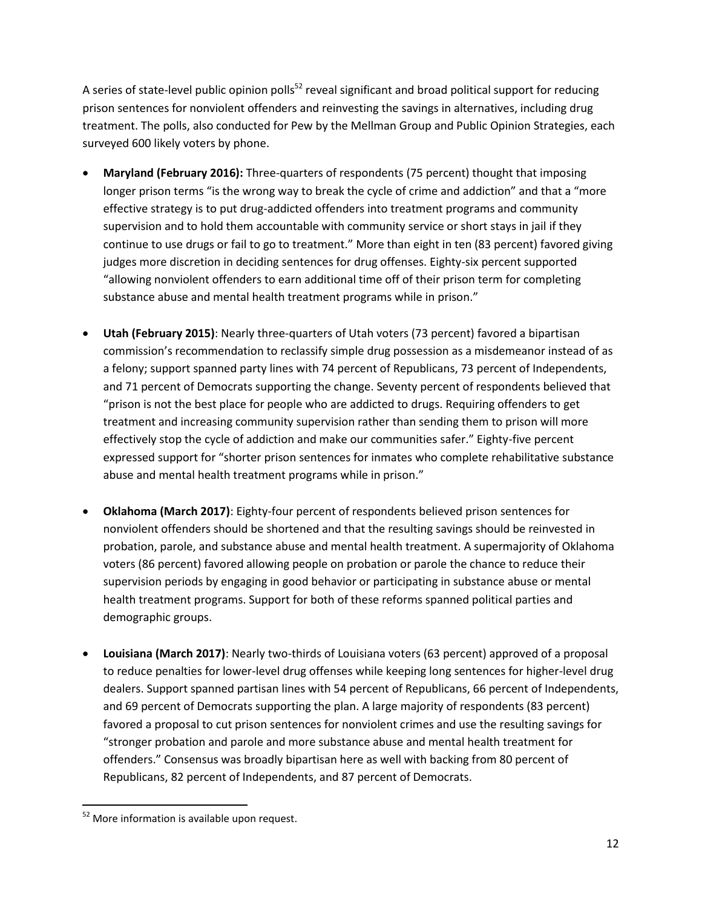A series of state-level public opinion polls[52] reveal significant and broad political support for reducing prison sentences for nonviolent offenders and reinvesting the savings in alternatives, including drug treatment. The polls, also conducted for Pew by the Mellman Group and Public Opinion Strategies, each surveyed 600 likely voters by phone.

- **Maryland (February 2016):** Three-quarters of respondents (75 percent) thought that imposing longer prison terms "is the wrong way to break the cycle of crime and addiction" and that a "more effective strategy is to put drug-addicted offenders into treatment programs and community supervision and to hold them accountable with community service or short stays in jail if they continue to use drugs or fail to go to treatment." More than eight in ten (83 percent) favored giving judges more discretion in deciding sentences for drug offenses. Eighty-six percent supported "allowing nonviolent offenders to earn additional time off of their prison term for completing substance abuse and mental health treatment programs while in prison."

- **Utah (February 2015)**: Nearly three-quarters of Utah voters (73 percent) favored a bipartisan commission's recommendation to reclassify simple drug possession as a misdemeanor instead of as a felony; support spanned party lines with 74 percent of Republicans, 73 percent of Independents, and 71 percent of Democrats supporting the change. Seventy percent of respondents believed that "prison is not the best place for people who are addicted to drugs. Requiring offenders to get treatment and increasing community supervision rather than sending them to prison will more effectively stop the cycle of addiction and make our communities safer." Eighty-five percent expressed support for "shorter prison sentences for inmates who complete rehabilitative substance abuse and mental health treatment programs while in prison."

- **Oklahoma (March 2017)**: Eighty-four percent of respondents believed prison sentences for nonviolent offenders should be shortened and that the resulting savings should be reinvested in probation, parole, and substance abuse and mental health treatment. A supermajority of Oklahoma voters (86 percent) favored allowing people on probation or parole the chance to reduce their supervision periods by engaging in good behavior or participating in substance abuse or mental health treatment programs. Support for both of these reforms spanned political parties and demographic groups.

- **Louisiana (March 2017)**: Nearly two-thirds of Louisiana voters (63 percent) approved of a proposal to reduce penalties for lower-level drug offenses while keeping long sentences for higher-level drug dealers. Support spanned partisan lines with 54 percent of Republicans, 66 percent of Independents, and 69 percent of Democrats supporting the plan. A large majority of respondents (83 percent) favored a proposal to cut prison sentences for nonviolent crimes and use the resulting savings for "stronger probation and parole and more substance abuse and mental health treatment for offenders." Consensus was broadly bipartisan here as well with backing from 80 percent of Republicans, 82 percent of Independents, and 87 percent of Democrats.

---

[52] More information is available upon request.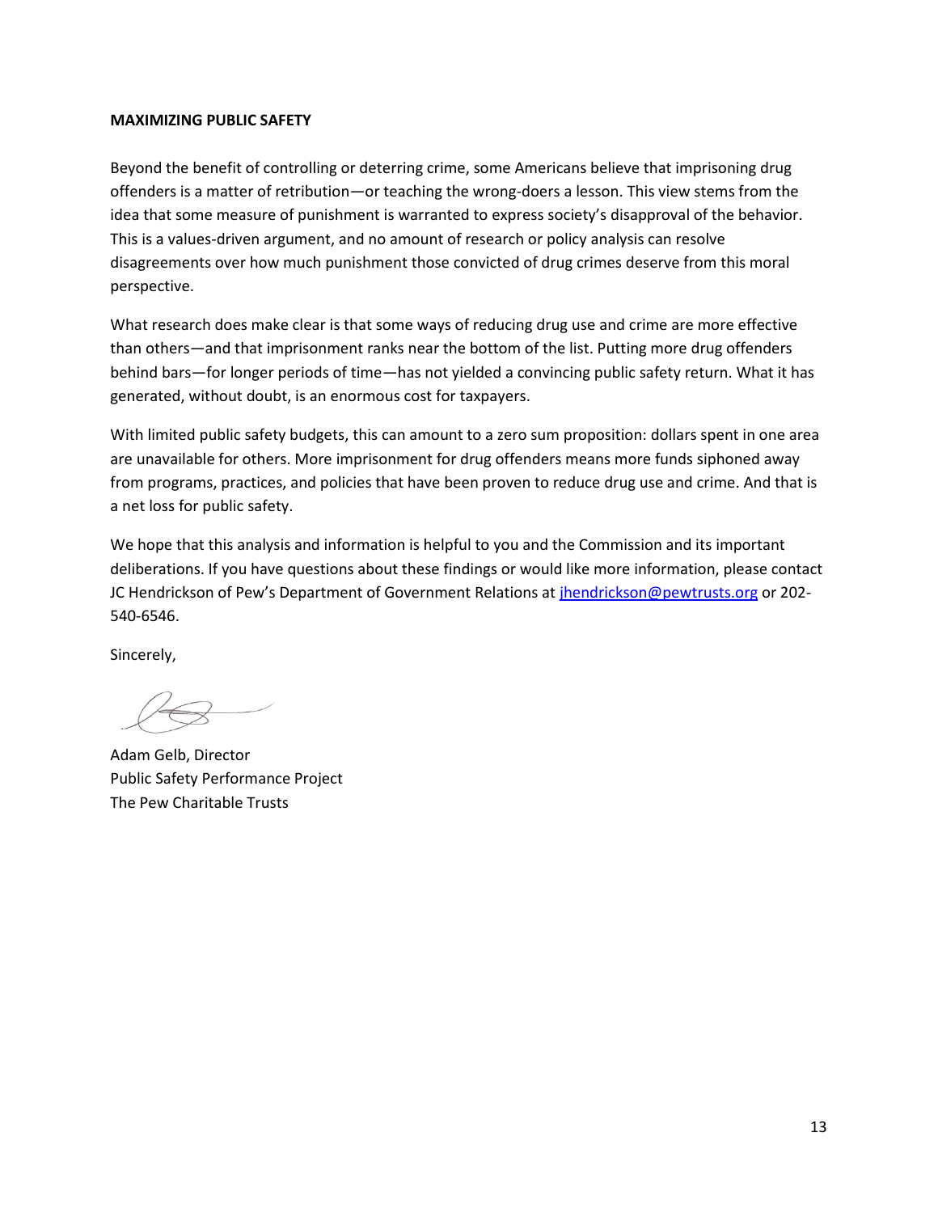**MAXIMIZING PUBLIC SAFETY**

Beyond the benefit of controlling or deterring crime, some Americans believe that imprisoning drug offenders is a matter of retribution—or teaching the wrong-doers a lesson. This view stems from the idea that some measure of punishment is warranted to express society's disapproval of the behavior. This is a values-driven argument, and no amount of research or policy analysis can resolve disagreements over how much punishment those convicted of drug crimes deserve from this moral perspective.

What research does make clear is that some ways of reducing drug use and crime are more effective than others—and that imprisonment ranks near the bottom of the list. Putting more drug offenders behind bars—for longer periods of time—has not yielded a convincing public safety return. What it has generated, without doubt, is an enormous cost for taxpayers.

With limited public safety budgets, this can amount to a zero sum proposition: dollars spent in one area are unavailable for others. More imprisonment for drug offenders means more funds siphoned away from programs, practices, and policies that have been proven to reduce drug use and crime. And that is a net loss for public safety.

We hope that this analysis and information is helpful to you and the Commission and its important deliberations. If you have questions about these findings or would like more information, please contact JC Hendrickson of Pew's Department of Government Relations at jhendrickson@pewtrusts.org or 202-540-6546.

Sincerely,

Adam Gelb, Director
Public Safety Performance Project
The Pew Charitable Trusts